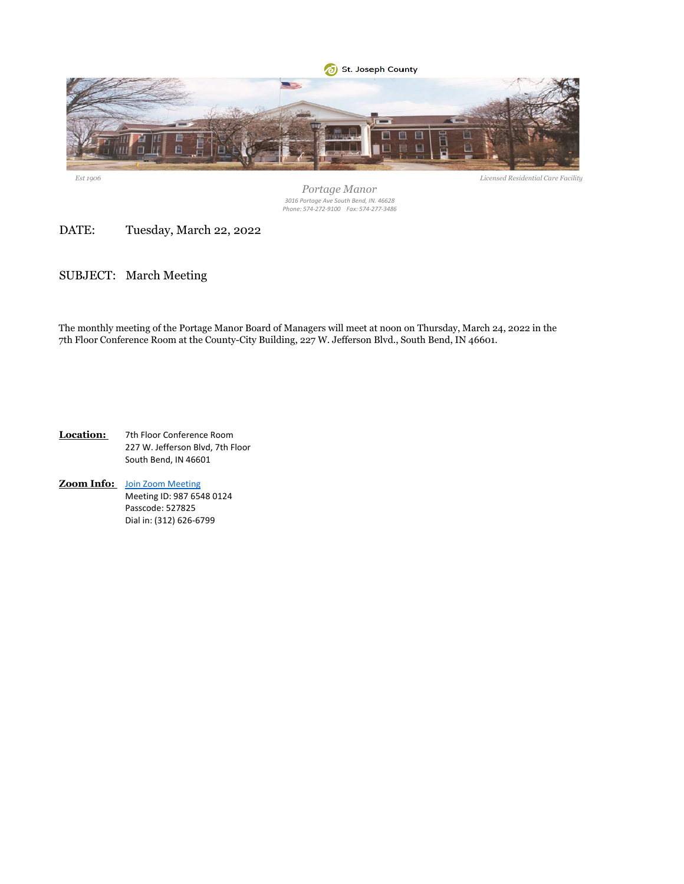St. Joseph County

*Est 1906* *Licensed Residential Care Facility*

*Portage Manor*
*3016 Portage Ave South Bend, IN. 46628*
*Phone: 574-272-9100 Fax: 574-277-3486*

DATE: Tuesday, March 22, 2022

SUBJECT: March Meeting

The monthly meeting of the Portage Manor Board of Managers will meet at noon on Thursday, March 24, 2022 in the 7th Floor Conference Room at the County-City Building, 227 W. Jefferson Blvd., South Bend, IN 46601.

**Location:** 7th Floor Conference Room
227 W. Jefferson Blvd, 7th Floor
South Bend, IN 46601

**Zoom Info:** Join Zoom Meeting
Meeting ID: 987 6548 0124
Passcode: 527825
Dial in: (312) 626-6799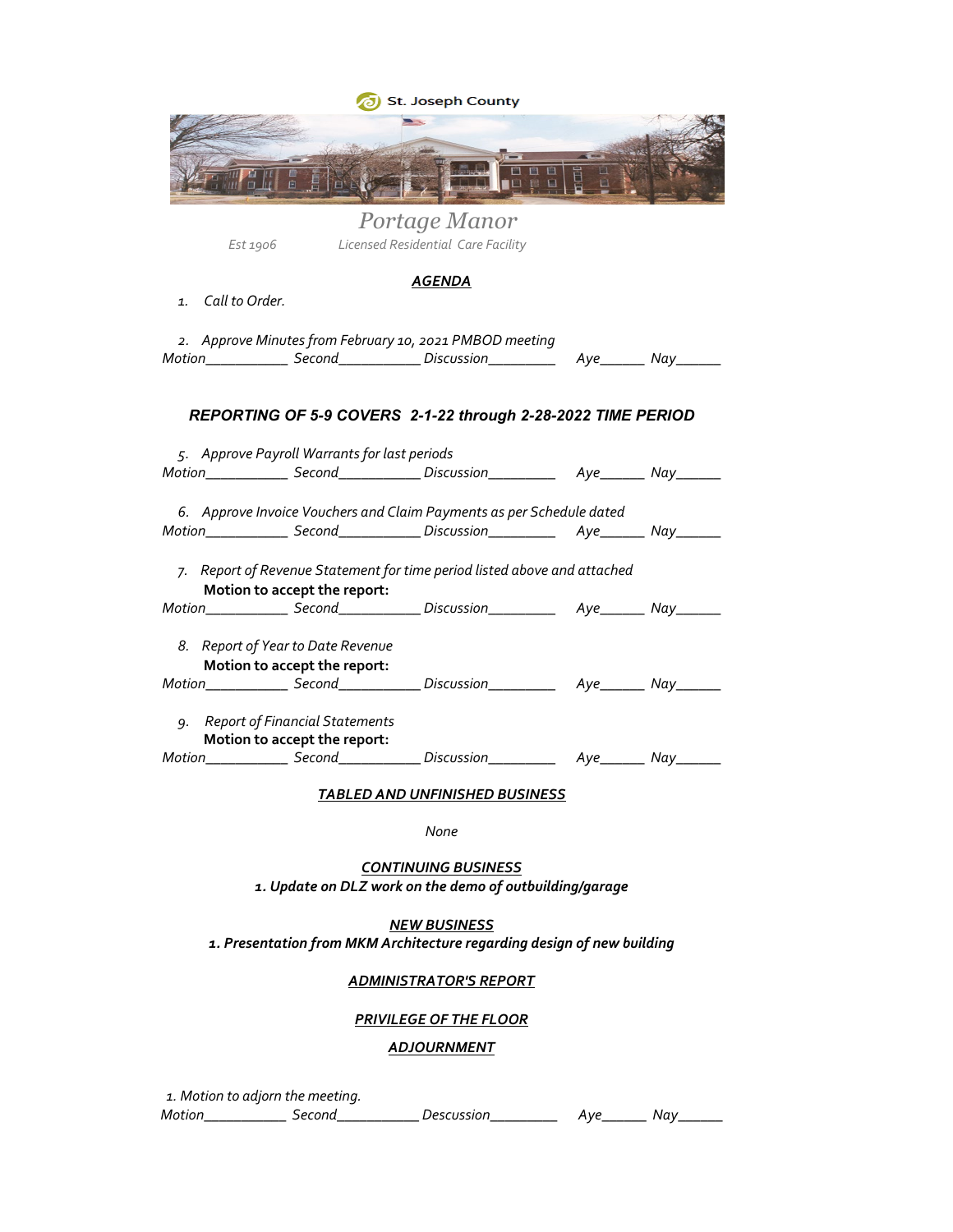St. Joseph County

# Portage Manor

*Est 1906* *Licensed Residential Care Facility*

## *AGENDA*

1. *Call to Order.*

2. *Approve Minutes from February 10, 2021 PMBOD meeting*

*Motion__________ Second__________ Discussion________ Aye______ Nay______*

### *REPORTING OF 5-9 COVERS 2-1-22 through 2-28-2022 TIME PERIOD*

5. *Approve Payroll Warrants for last periods*

*Motion__________ Second__________ Discussion________ Aye______ Nay______*

6. *Approve Invoice Vouchers and Claim Payments as per Schedule dated*

*Motion__________ Second__________ Discussion________ Aye______ Nay______*

7. *Report of Revenue Statement for time period listed above and attached*

**Motion to accept the report:**

*Motion__________ Second__________ Discussion________ Aye______ Nay______*

8. *Report of Year to Date Revenue*

**Motion to accept the report:**

*Motion__________ Second__________ Discussion________ Aye______ Nay______*

9. *Report of Financial Statements*

**Motion to accept the report:**

*Motion__________ Second__________ Discussion________ Aye______ Nay______*

## *TABLED AND UNFINISHED BUSINESS*

*None*

## *CONTINUING BUSINESS*

***1. Update on DLZ work on the demo of outbuilding/garage***

## *NEW BUSINESS*

***1. Presentation from MKM Architecture regarding design of new building***

## *ADMINISTRATOR'S REPORT*

## *PRIVILEGE OF THE FLOOR*

## *ADJOURNMENT*

*1. Motion to adjorn the meeting.*

*Motion__________ Second__________ Descussion________ Aye______ Nay______*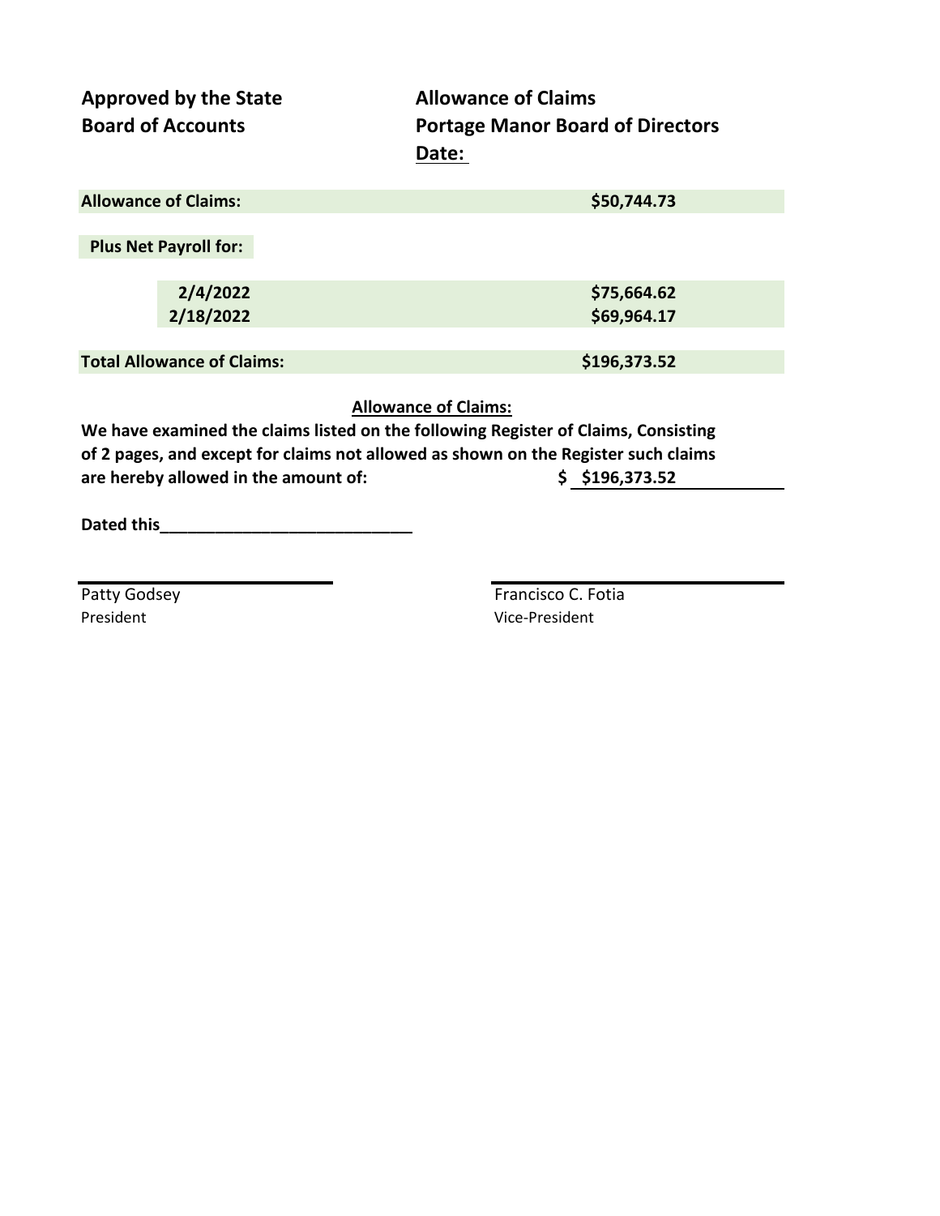**Approved by the State Board of Accounts**

**Allowance of Claims**
**Portage Manor Board of Directors**
**Date:**

| | |
|---|---|
| **Allowance of Claims:** | **$50,744.73** |
| **Plus Net Payroll for:** | |
| **2/4/2022** | **$75,664.62** |
| **2/18/2022** | **$69,964.17** |
| **Total Allowance of Claims:** | **$196,373.52** |

**Allowance of Claims:**

**We have examined the claims listed on the following Register of Claims, Consisting of 2 pages, and except for claims not allowed as shown on the Register such claims are hereby allowed in the amount of:** **$ $196,373.52**

**Dated this____________________________**

______________________________
Patty Godsey
President

______________________________
Francisco C. Fotia
Vice-President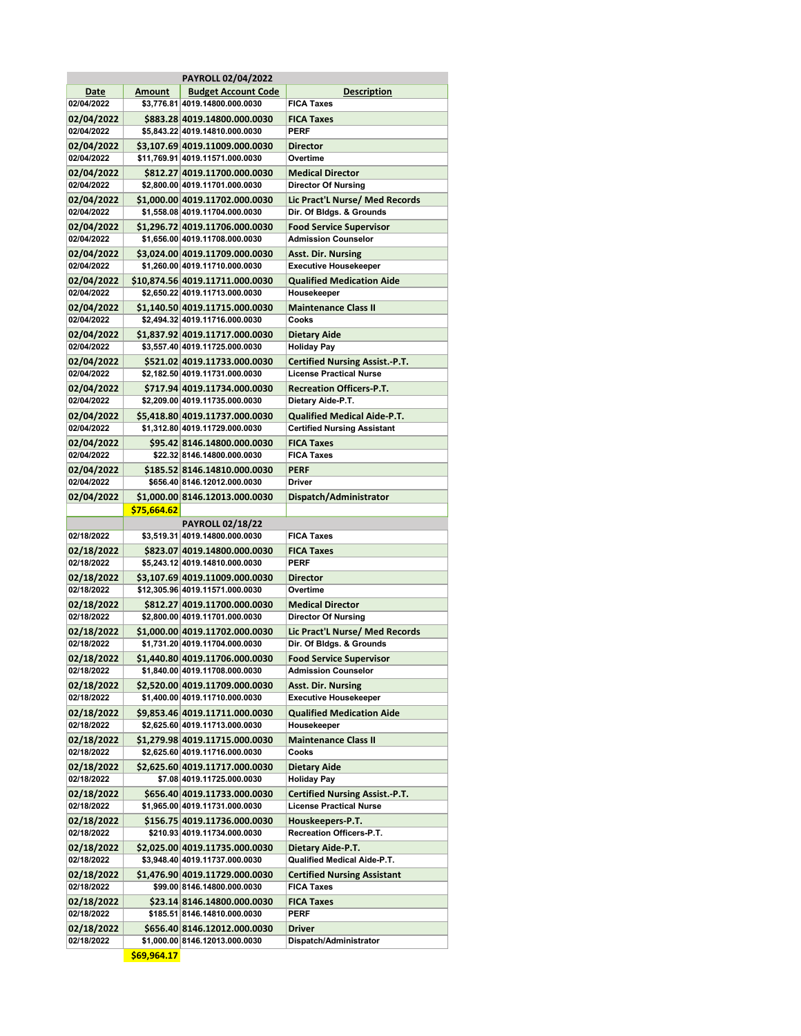| PAYROLL 02/04/2022 | | | |
|---|---|---|---|
| **Date** | **Amount** | **Budget Account Code** | **Description** |
| 02/04/2022 | $3,776.81 | 4019.14800.000.0030 | FICA Taxes |
| 02/04/2022 | $883.28 | 4019.14800.000.0030 | FICA Taxes |
| 02/04/2022 | $5,843.22 | 4019.14810.000.0030 | PERF |
| 02/04/2022 | $3,107.69 | 4019.11009.000.0030 | Director |
| 02/04/2022 | $11,769.91 | 4019.11571.000.0030 | Overtime |
| 02/04/2022 | $812.27 | 4019.11700.000.0030 | Medical Director |
| 02/04/2022 | $2,800.00 | 4019.11701.000.0030 | Director Of Nursing |
| 02/04/2022 | $1,000.00 | 4019.11702.000.0030 | Lic Pract'L Nurse/ Med Records |
| 02/04/2022 | $1,558.08 | 4019.11704.000.0030 | Dir. Of Bldgs. & Grounds |
| 02/04/2022 | $1,296.72 | 4019.11706.000.0030 | Food Service Supervisor |
| 02/04/2022 | $1,656.00 | 4019.11708.000.0030 | Admission Counselor |
| 02/04/2022 | $3,024.00 | 4019.11709.000.0030 | Asst. Dir. Nursing |
| 02/04/2022 | $1,260.00 | 4019.11710.000.0030 | Executive Housekeeper |
| 02/04/2022 | $10,874.56 | 4019.11711.000.0030 | Qualified Medication Aide |
| 02/04/2022 | $2,650.22 | 4019.11713.000.0030 | Housekeeper |
| 02/04/2022 | $1,140.50 | 4019.11715.000.0030 | Maintenance Class II |
| 02/04/2022 | $2,494.32 | 4019.11716.000.0030 | Cooks |
| 02/04/2022 | $1,837.92 | 4019.11717.000.0030 | Dietary Aide |
| 02/04/2022 | $3,557.40 | 4019.11725.000.0030 | Holiday Pay |
| 02/04/2022 | $521.02 | 4019.11733.000.0030 | Certified Nursing Assist.-P.T. |
| 02/04/2022 | $2,182.50 | 4019.11731.000.0030 | License Practical Nurse |
| 02/04/2022 | $717.94 | 4019.11734.000.0030 | Recreation Officers-P.T. |
| 02/04/2022 | $2,209.00 | 4019.11735.000.0030 | Dietary Aide-P.T. |
| 02/04/2022 | $5,418.80 | 4019.11737.000.0030 | Qualified Medical Aide-P.T. |
| 02/04/2022 | $1,312.80 | 4019.11729.000.0030 | Certified Nursing Assistant |
| 02/04/2022 | $95.42 | 8146.14800.000.0030 | FICA Taxes |
| 02/04/2022 | $22.32 | 8146.14800.000.0030 | FICA Taxes |
| 02/04/2022 | $185.52 | 8146.14810.000.0030 | PERF |
| 02/04/2022 | $656.40 | 8146.12012.000.0030 | Driver |
| 02/04/2022 | $1,000.00 | 8146.12013.000.0030 | Dispatch/Administrator |
| | $75,664.62 | | |

| PAYROLL 02/18/22 | | | |
|---|---|---|---|
| 02/18/2022 | $3,519.31 | 4019.14800.000.0030 | FICA Taxes |
| 02/18/2022 | $823.07 | 4019.14800.000.0030 | FICA Taxes |
| 02/18/2022 | $5,243.12 | 4019.14810.000.0030 | PERF |
| 02/18/2022 | $3,107.69 | 4019.11009.000.0030 | Director |
| 02/18/2022 | $12,305.96 | 4019.11571.000.0030 | Overtime |
| 02/18/2022 | $812.27 | 4019.11700.000.0030 | Medical Director |
| 02/18/2022 | $2,800.00 | 4019.11701.000.0030 | Director Of Nursing |
| 02/18/2022 | $1,000.00 | 4019.11702.000.0030 | Lic Pract'L Nurse/ Med Records |
| 02/18/2022 | $1,731.20 | 4019.11704.000.0030 | Dir. Of Bldgs. & Grounds |
| 02/18/2022 | $1,440.80 | 4019.11706.000.0030 | Food Service Supervisor |
| 02/18/2022 | $1,840.00 | 4019.11708.000.0030 | Admission Counselor |
| 02/18/2022 | $2,520.00 | 4019.11709.000.0030 | Asst. Dir. Nursing |
| 02/18/2022 | $1,400.00 | 4019.11710.000.0030 | Executive Housekeeper |
| 02/18/2022 | $9,853.46 | 4019.11711.000.0030 | Qualified Medication Aide |
| 02/18/2022 | $2,625.60 | 4019.11713.000.0030 | Housekeeper |
| 02/18/2022 | $1,279.98 | 4019.11715.000.0030 | Maintenance Class II |
| 02/18/2022 | $2,625.60 | 4019.11716.000.0030 | Cooks |
| 02/18/2022 | $2,625.60 | 4019.11717.000.0030 | Dietary Aide |
| 02/18/2022 | $7.08 | 4019.11725.000.0030 | Holiday Pay |
| 02/18/2022 | $656.40 | 4019.11733.000.0030 | Certified Nursing Assist.-P.T. |
| 02/18/2022 | $1,965.00 | 4019.11731.000.0030 | License Practical Nurse |
| 02/18/2022 | $156.75 | 4019.11736.000.0030 | Houskeepers-P.T. |
| 02/18/2022 | $210.93 | 4019.11734.000.0030 | Recreation Officers-P.T. |
| 02/18/2022 | $2,025.00 | 4019.11735.000.0030 | Dietary Aide-P.T. |
| 02/18/2022 | $3,948.40 | 4019.11737.000.0030 | Qualified Medical Aide-P.T. |
| 02/18/2022 | $1,476.90 | 4019.11729.000.0030 | Certified Nursing Assistant |
| 02/18/2022 | $99.00 | 8146.14800.000.0030 | FICA Taxes |
| 02/18/2022 | $23.14 | 8146.14800.000.0030 | FICA Taxes |
| 02/18/2022 | $185.51 | 8146.14810.000.0030 | PERF |
| 02/18/2022 | $656.40 | 8146.12012.000.0030 | Driver |
| 02/18/2022 | $1,000.00 | 8146.12013.000.0030 | Dispatch/Administrator |
| | $69,964.17 | | |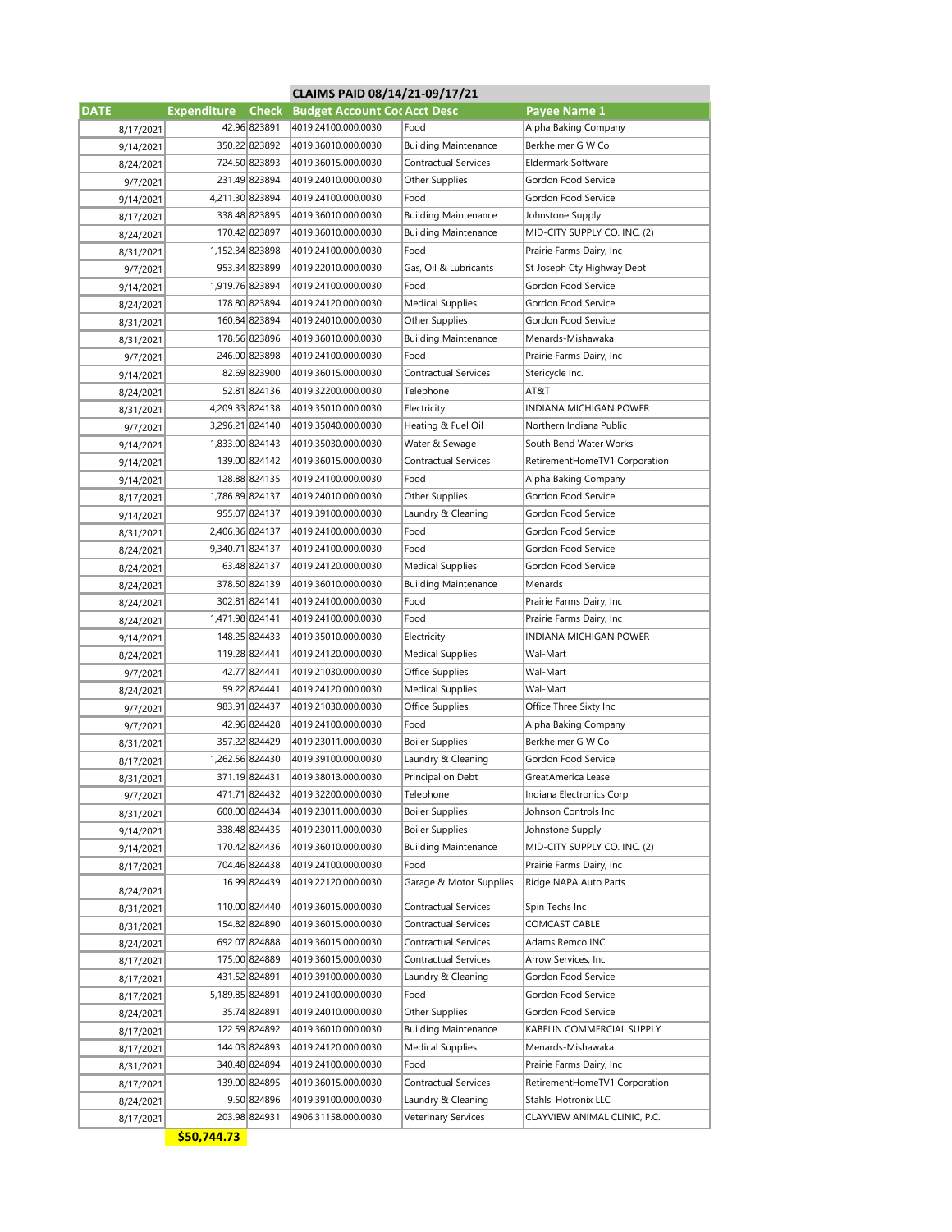**CLAIMS PAID 08/14/21-09/17/21**

| DATE | Expenditure | Check | Budget Account Coc | Acct Desc | Payee Name 1 |
|---|---|---|---|---|---|
| 8/17/2021 | 42.96 | 823891 | 4019.24100.000.0030 | Food | Alpha Baking Company |
| 9/14/2021 | 350.22 | 823892 | 4019.36010.000.0030 | Building Maintenance | Berkheimer G W Co |
| 8/24/2021 | 724.50 | 823893 | 4019.36015.000.0030 | Contractual Services | Eldermark Software |
| 9/7/2021 | 231.49 | 823894 | 4019.24010.000.0030 | Other Supplies | Gordon Food Service |
| 9/14/2021 | 4,211.30 | 823894 | 4019.24100.000.0030 | Food | Gordon Food Service |
| 8/17/2021 | 338.48 | 823895 | 4019.36010.000.0030 | Building Maintenance | Johnstone Supply |
| 8/24/2021 | 170.42 | 823897 | 4019.36010.000.0030 | Building Maintenance | MID-CITY SUPPLY CO. INC. (2) |
| 8/31/2021 | 1,152.34 | 823898 | 4019.24100.000.0030 | Food | Prairie Farms Dairy, Inc |
| 9/7/2021 | 953.34 | 823899 | 4019.22010.000.0030 | Gas, Oil & Lubricants | St Joseph Cty Highway Dept |
| 9/14/2021 | 1,919.76 | 823894 | 4019.24100.000.0030 | Food | Gordon Food Service |
| 8/24/2021 | 178.80 | 823894 | 4019.24120.000.0030 | Medical Supplies | Gordon Food Service |
| 8/31/2021 | 160.84 | 823894 | 4019.24010.000.0030 | Other Supplies | Gordon Food Service |
| 8/31/2021 | 178.56 | 823896 | 4019.36010.000.0030 | Building Maintenance | Menards-Mishawaka |
| 9/7/2021 | 246.00 | 823898 | 4019.24100.000.0030 | Food | Prairie Farms Dairy, Inc |
| 9/14/2021 | 82.69 | 823900 | 4019.36015.000.0030 | Contractual Services | Stericycle Inc. |
| 8/24/2021 | 52.81 | 824136 | 4019.32200.000.0030 | Telephone | AT&T |
| 8/31/2021 | 4,209.33 | 824138 | 4019.35010.000.0030 | Electricity | INDIANA MICHIGAN POWER |
| 9/7/2021 | 3,296.21 | 824140 | 4019.35040.000.0030 | Heating & Fuel Oil | Northern Indiana Public |
| 9/14/2021 | 1,833.00 | 824143 | 4019.35030.000.0030 | Water & Sewage | South Bend Water Works |
| 9/14/2021 | 139.00 | 824142 | 4019.36015.000.0030 | Contractual Services | RetirementHomeTV1 Corporation |
| 9/14/2021 | 128.88 | 824135 | 4019.24100.000.0030 | Food | Alpha Baking Company |
| 8/17/2021 | 1,786.89 | 824137 | 4019.24010.000.0030 | Other Supplies | Gordon Food Service |
| 9/14/2021 | 955.07 | 824137 | 4019.39100.000.0030 | Laundry & Cleaning | Gordon Food Service |
| 8/31/2021 | 2,406.36 | 824137 | 4019.24100.000.0030 | Food | Gordon Food Service |
| 8/24/2021 | 9,340.71 | 824137 | 4019.24100.000.0030 | Food | Gordon Food Service |
| 8/24/2021 | 63.48 | 824137 | 4019.24120.000.0030 | Medical Supplies | Gordon Food Service |
| 8/24/2021 | 378.50 | 824139 | 4019.36010.000.0030 | Building Maintenance | Menards |
| 8/24/2021 | 302.81 | 824141 | 4019.24100.000.0030 | Food | Prairie Farms Dairy, Inc |
| 8/24/2021 | 1,471.98 | 824141 | 4019.24100.000.0030 | Food | Prairie Farms Dairy, Inc |
| 9/14/2021 | 148.25 | 824433 | 4019.35010.000.0030 | Electricity | INDIANA MICHIGAN POWER |
| 8/24/2021 | 119.28 | 824441 | 4019.24120.000.0030 | Medical Supplies | Wal-Mart |
| 9/7/2021 | 42.77 | 824441 | 4019.21030.000.0030 | Office Supplies | Wal-Mart |
| 8/24/2021 | 59.22 | 824441 | 4019.24120.000.0030 | Medical Supplies | Wal-Mart |
| 9/7/2021 | 983.91 | 824437 | 4019.21030.000.0030 | Office Supplies | Office Three Sixty Inc |
| 9/7/2021 | 42.96 | 824428 | 4019.24100.000.0030 | Food | Alpha Baking Company |
| 8/31/2021 | 357.22 | 824429 | 4019.23011.000.0030 | Boiler Supplies | Berkheimer G W Co |
| 8/17/2021 | 1,262.56 | 824430 | 4019.39100.000.0030 | Laundry & Cleaning | Gordon Food Service |
| 8/31/2021 | 371.19 | 824431 | 4019.38013.000.0030 | Principal on Debt | GreatAmerica Lease |
| 9/7/2021 | 471.71 | 824432 | 4019.32200.000.0030 | Telephone | Indiana Electronics Corp |
| 8/31/2021 | 600.00 | 824434 | 4019.23011.000.0030 | Boiler Supplies | Johnson Controls Inc |
| 9/14/2021 | 338.48 | 824435 | 4019.23011.000.0030 | Boiler Supplies | Johnstone Supply |
| 9/14/2021 | 170.42 | 824436 | 4019.36010.000.0030 | Building Maintenance | MID-CITY SUPPLY CO. INC. (2) |
| 8/17/2021 | 704.46 | 824438 | 4019.24100.000.0030 | Food | Prairie Farms Dairy, Inc |
| 8/24/2021 | 16.99 | 824439 | 4019.22120.000.0030 | Garage & Motor Supplies | Ridge NAPA Auto Parts |
| 8/31/2021 | 110.00 | 824440 | 4019.36015.000.0030 | Contractual Services | Spin Techs Inc |
| 8/31/2021 | 154.82 | 824890 | 4019.36015.000.0030 | Contractual Services | COMCAST CABLE |
| 8/24/2021 | 692.07 | 824888 | 4019.36015.000.0030 | Contractual Services | Adams Remco INC |
| 8/17/2021 | 175.00 | 824889 | 4019.36015.000.0030 | Contractual Services | Arrow Services, Inc |
| 8/17/2021 | 431.52 | 824891 | 4019.39100.000.0030 | Laundry & Cleaning | Gordon Food Service |
| 8/17/2021 | 5,189.85 | 824891 | 4019.24100.000.0030 | Food | Gordon Food Service |
| 8/24/2021 | 35.74 | 824891 | 4019.24010.000.0030 | Other Supplies | Gordon Food Service |
| 8/17/2021 | 122.59 | 824892 | 4019.36010.000.0030 | Building Maintenance | KABELIN COMMERCIAL SUPPLY |
| 8/17/2021 | 144.03 | 824893 | 4019.24120.000.0030 | Medical Supplies | Menards-Mishawaka |
| 8/31/2021 | 340.48 | 824894 | 4019.24100.000.0030 | Food | Prairie Farms Dairy, Inc |
| 8/17/2021 | 139.00 | 824895 | 4019.36015.000.0030 | Contractual Services | RetirementHomeTV1 Corporation |
| 8/24/2021 | 9.50 | 824896 | 4019.39100.000.0030 | Laundry & Cleaning | Stahls' Hotronix LLC |
| 8/17/2021 | 203.98 | 824931 | 4906.31158.000.0030 | Veterinary Services | CLAYVIEW ANIMAL CLINIC, P.C. |
| | **$50,744.73** | | | | |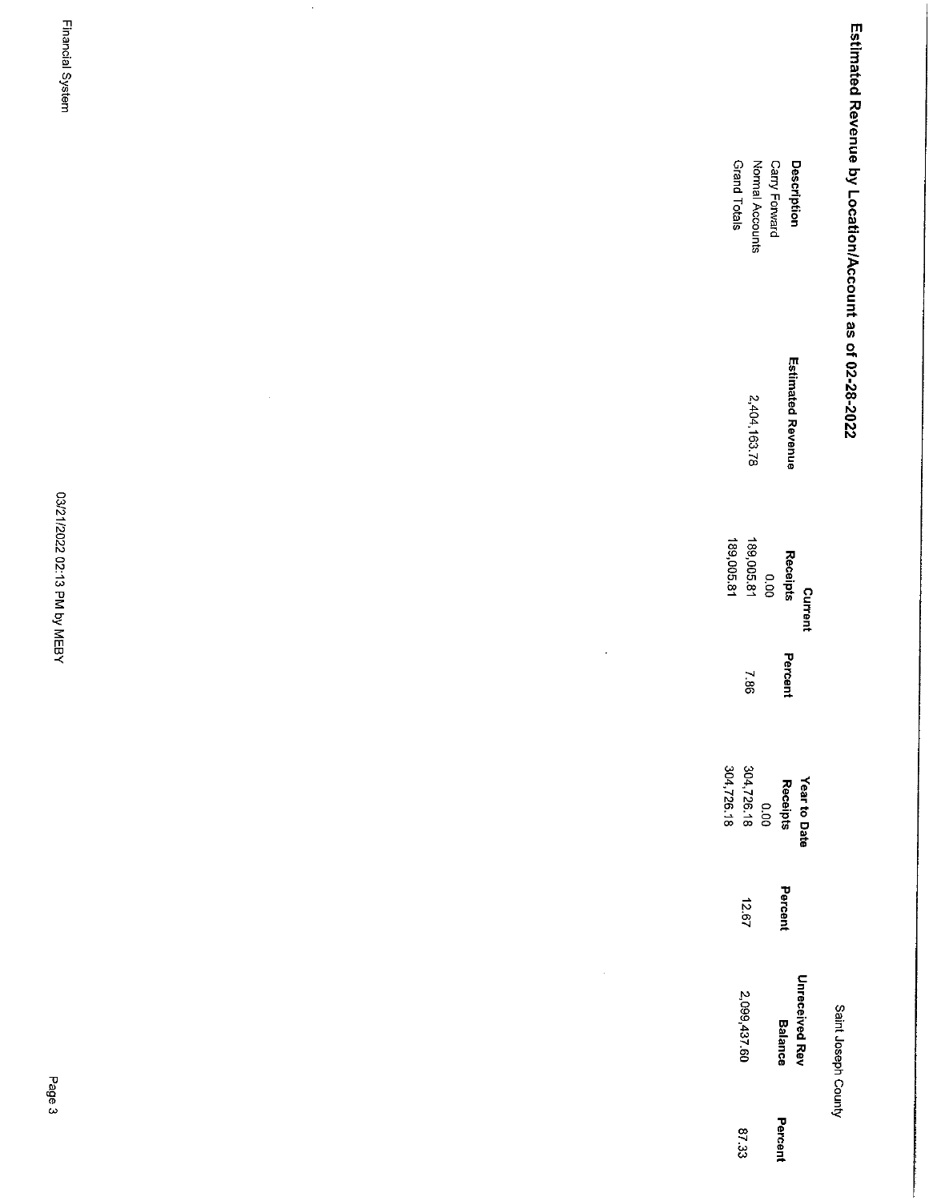# Estimated Revenue by Location/Account as of 02-28-2022

Saint Joseph County

| Description | Estimated Revenue | Current Receipts | Percent | Year to Date Receipts | Percent | Unreceived Rev Balance | Percent |
|---|---|---|---|---|---|---|---|
| Carry Forward | | 0.00 | | 0.00 | | | |
| Normal Accounts | 2,404,163.78 | 189,005.81 | 7.86 | 304,726.18 | 12.67 | 2,099,437.60 | 87.33 |
| Grand Totals | | 189,005.81 | | 304,726.18 | | | |

Financial System

03/21/2022 02:13 PM by MEBY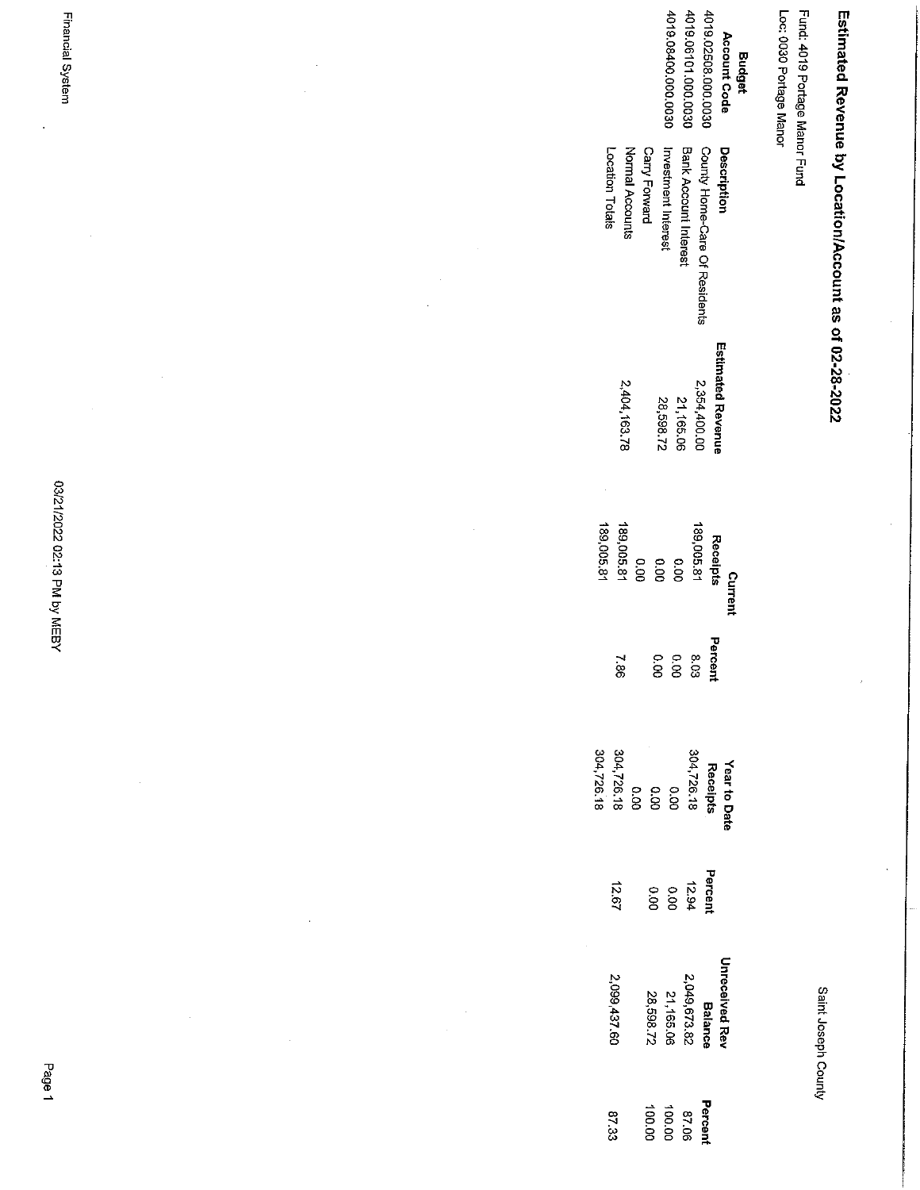# Estimated Revenue by Location/Account as of 02-28-2022

Saint Joseph County

Fund: 4019 Portage Manor Fund

Loc: 0030 Portage Manor

| Budget Account Code | Description | Estimated Revenue | Current Receipts | Percent | Year to Date Receipts | Percent | Unreceived Rev Balance | Percent |
|---|---|---|---|---|---|---|---|---|
| 4019.02508.000.0030 | County Home-Care Of Residents | 2,354,400.00 | 189,005.81 | 8.03 | 304,726.18 | 12.94 | 2,049,673.82 | 87.06 |
| 4019.06101.000.0030 | Bank Account Interest | 21,165.06 | 0.00 | 0.00 | 0.00 | 0.00 | 21,165.06 | 100.00 |
| 4019.08400.000.0030 | Investment Interest | 28,598.72 | 0.00 | 0.00 | 0.00 | 0.00 | 28,598.72 | 100.00 |
| | Carry Forward | | 0.00 | | 0.00 | | | |
| | Normal Accounts | 2,404,163.78 | 189,005.81 | 7.86 | 304,726.18 | 12.67 | 2,099,437.60 | 87.33 |
| | Location Totals | | 189,005.81 | | 304,726.18 | | | |

Financial System

03/21/2022 02:13 PM by MEBY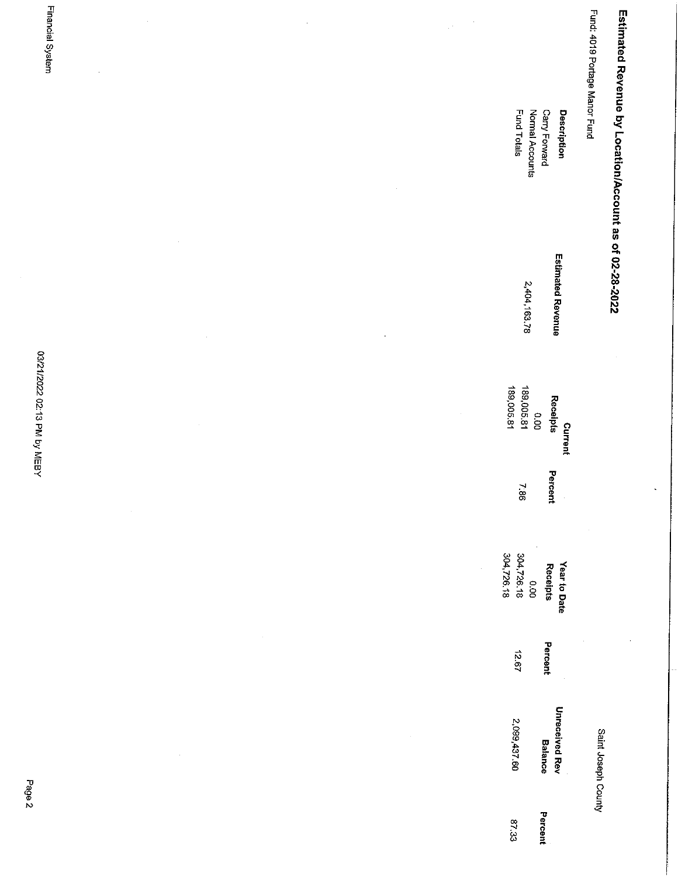# Estimated Revenue by Location/Account as of 02-28-2022

Saint Joseph County

Fund: 4019 Portage Manor Fund

| Description | Estimated Revenue | Current Receipts | Percent | Year to Date Receipts | Percent | Unreceived Rev Balance | Percent |
|---|---|---|---|---|---|---|---|
| Carry Forward | | 0.00 | | 0.00 | | | |
| Normal Accounts | 2,404,163.78 | 189,005.81 | 7.86 | 304,726.18 | 12.67 | 2,099,437.60 | 87.33 |
| Fund Totals | | 189,005.81 | | 304,726.18 | | | |

Financial System

03/21/2022 02:13 PM by MEBY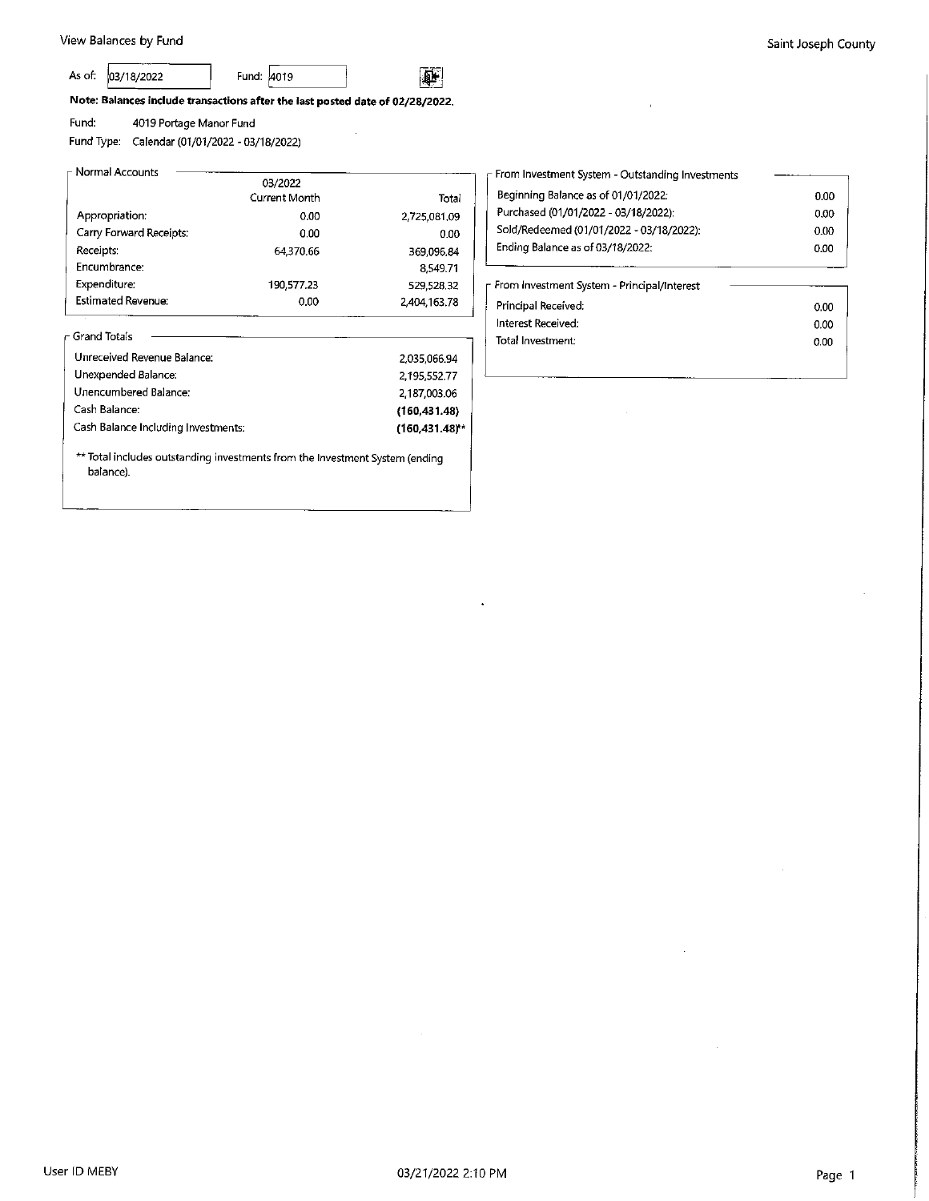View Balances by Fund

Saint Joseph County

As of: 03/18/2022 Fund: 4019

**Note: Balances include transactions after the last posted date of 02/28/2022.**

Fund: 4019 Portage Manor Fund

Fund Type: Calendar (01/01/2022 - 03/18/2022)

**Normal Accounts**

| | 03/2022 Current Month | Total |
|---|---|---|
| Appropriation: | 0.00 | 2,725,081.09 |
| Carry Forward Receipts: | 0.00 | 0.00 |
| Receipts: | 64,370.66 | 369,096.84 |
| Encumbrance: | | 8,549.71 |
| Expenditure: | 190,577.23 | 529,528.32 |
| Estimated Revenue: | 0.00 | 2,404,163.78 |

**Grand Totals**

| | |
|---|---|
| Unreceived Revenue Balance: | 2,035,066.94 |
| Unexpended Balance: | 2,195,552.77 |
| Unencumbered Balance: | 2,187,003.06 |
| Cash Balance: | **(160,431.48)** |
| Cash Balance Including Investments: | **(160,431.48)**** |

** Total includes outstanding investments from the Investment System (ending balance).

**From Investment System - Outstanding Investments**

| | |
|---|---|
| Beginning Balance as of 01/01/2022: | 0.00 |
| Purchased (01/01/2022 - 03/18/2022): | 0.00 |
| Sold/Redeemed (01/01/2022 - 03/18/2022): | 0.00 |
| Ending Balance as of 03/18/2022: | 0.00 |

**From Investment System - Principal/Interest**

| | |
|---|---|
| Principal Received: | 0.00 |
| Interest Received: | 0.00 |
| Total Investment: | 0.00 |

User ID MEBY 03/21/2022 2:10 PM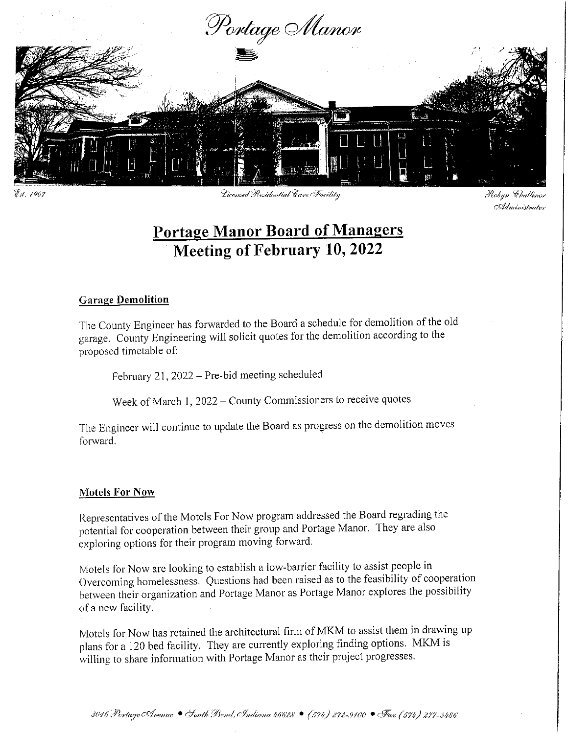# Portage Manor

Est. 1907 | Licensed Residential Care Facility | Robyn Challinor, Administrator

## Portage Manor Board of Managers
## Meeting of February 10, 2022

### Garage Demolition

The County Engineer has forwarded to the Board a schedule for demolition of the old garage. County Engineering will solicit quotes for the demolition according to the proposed timetable of:

February 21, 2022 – Pre-bid meeting scheduled

Week of March 1, 2022 – County Commissioners to receive quotes

The Engineer will continue to update the Board as progress on the demolition moves forward.

### Motels For Now

Representatives of the Motels For Now program addressed the Board regrading the potential for cooperation between their group and Portage Manor. They are also exploring options for their program moving forward.

Motels for Now are looking to establish a low-barrier facility to assist people in Overcoming homelessness. Questions had been raised as to the feasibility of cooperation between their organization and Portage Manor as Portage Manor explores the possibility of a new facility.

Motels for Now has retained the architectural firm of MKM to assist them in drawing up plans for a 120 bed facility. They are currently exploring finding options. MKM is willing to share information with Portage Manor as their project progresses.

3016 Portage Avenue • South Bend, Indiana 46628 • (574) 272-9100 • Fax (574) 277-3486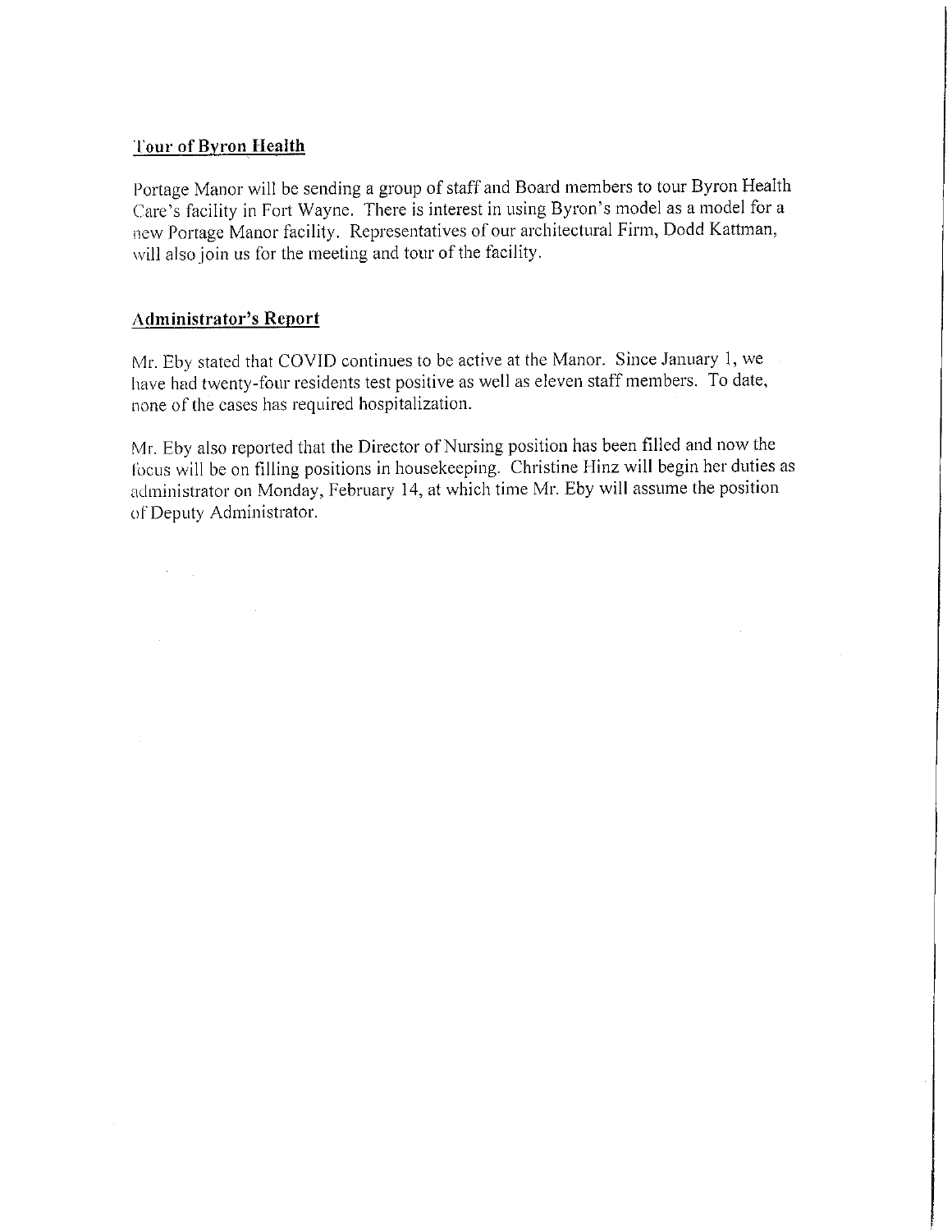**Tour of Byron Health**

Portage Manor will be sending a group of staff and Board members to tour Byron Health Care's facility in Fort Wayne. There is interest in using Byron's model as a model for a new Portage Manor facility. Representatives of our architectural Firm, Dodd Kattman, will also join us for the meeting and tour of the facility.

**Administrator's Report**

Mr. Eby stated that COVID continues to be active at the Manor. Since January 1, we have had twenty-four residents test positive as well as eleven staff members. To date, none of the cases has required hospitalization.

Mr. Eby also reported that the Director of Nursing position has been filled and now the focus will be on filling positions in housekeeping. Christine Hinz will begin her duties as administrator on Monday, February 14, at which time Mr. Eby will assume the position of Deputy Administrator.